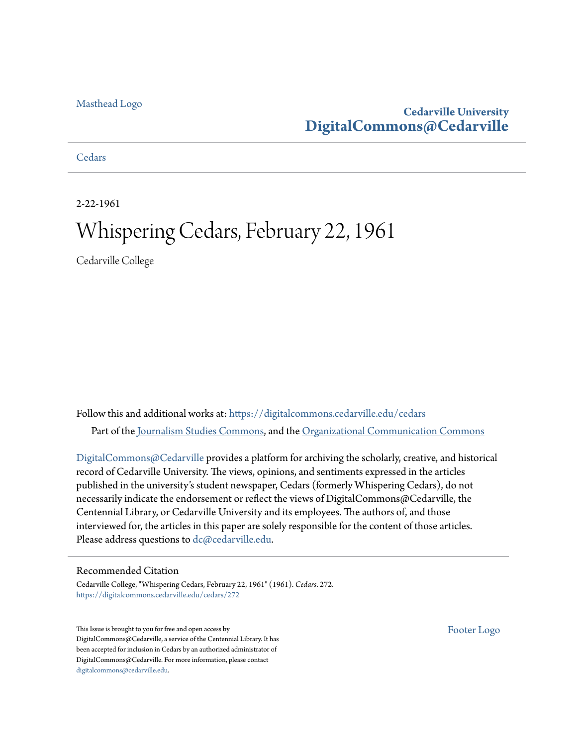Masthead Logo

**Cedarville University**
**DigitalCommons@Cedarville**

Cedars

2-22-1961

# Whispering Cedars, February 22, 1961

Cedarville College

Follow this and additional works at: https://digitalcommons.cedarville.edu/cedars

Part of the Journalism Studies Commons, and the Organizational Communication Commons

DigitalCommons@Cedarville provides a platform for archiving the scholarly, creative, and historical record of Cedarville University. The views, opinions, and sentiments expressed in the articles published in the university's student newspaper, Cedars (formerly Whispering Cedars), do not necessarily indicate the endorsement or reflect the views of DigitalCommons@Cedarville, the Centennial Library, or Cedarville University and its employees. The authors of, and those interviewed for, the articles in this paper are solely responsible for the content of those articles. Please address questions to dc@cedarville.edu.

## Recommended Citation

Cedarville College, "Whispering Cedars, February 22, 1961" (1961). *Cedars*. 272.
https://digitalcommons.cedarville.edu/cedars/272

This Issue is brought to you for free and open access by DigitalCommons@Cedarville, a service of the Centennial Library. It has been accepted for inclusion in Cedars by an authorized administrator of DigitalCommons@Cedarville. For more information, please contact digitalcommons@cedarville.edu.

Footer Logo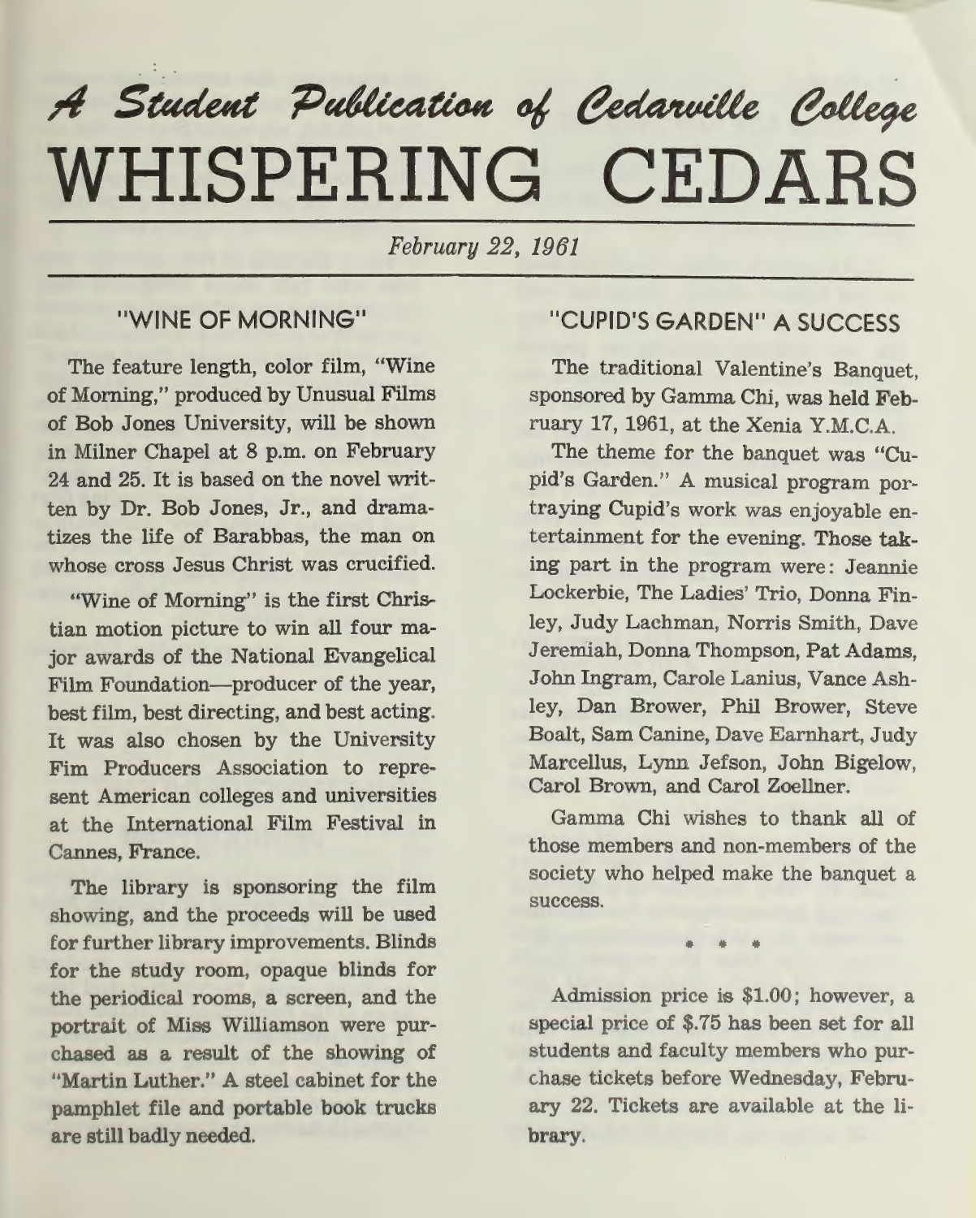*A Student Publication of Cedarville College*

# WHISPERING CEDARS

*February 22, 1961*

## "WINE OF MORNING"

The feature length, color film, "Wine of Morning," produced by Unusual Films of Bob Jones University, will be shown in Milner Chapel at 8 p.m. on February 24 and 25. It is based on the novel written by Dr. Bob Jones, Jr., and dramatizes the life of Barabbas, the man on whose cross Jesus Christ was crucified.

"Wine of Morning" is the first Christian motion picture to win all four major awards of the National Evangelical Film Foundation—producer of the year, best film, best directing, and best acting. It was also chosen by the University Fim Producers Association to represent American colleges and universities at the International Film Festival in Cannes, France.

The library is sponsoring the film showing, and the proceeds will be used for further library improvements. Blinds for the study room, opaque blinds for the periodical rooms, a screen, and the portrait of Miss Williamson were purchased as a result of the showing of "Martin Luther." A steel cabinet for the pamphlet file and portable book trucks are still badly needed.

Admission price is $1.00; however, a special price of $.75 has been set for all students and faculty members who purchase tickets before Wednesday, February 22. Tickets are available at the library.

## "CUPID'S GARDEN" A SUCCESS

The traditional Valentine's Banquet, sponsored by Gamma Chi, was held February 17, 1961, at the Xenia Y.M.C.A.

The theme for the banquet was "Cupid's Garden." A musical program portraying Cupid's work was enjoyable entertainment for the evening. Those taking part in the program were: Jeannie Lockerbie, The Ladies' Trio, Donna Finley, Judy Lachman, Norris Smith, Dave Jeremiah, Donna Thompson, Pat Adams, John Ingram, Carole Lanius, Vance Ashley, Dan Brower, Phil Brower, Steve Boalt, Sam Canine, Dave Earnhart, Judy Marcellus, Lynn Jefson, John Bigelow, Carol Brown, and Carol Zoellner.

Gamma Chi wishes to thank all of those members and non-members of the society who helped make the banquet a success.

\* \* \*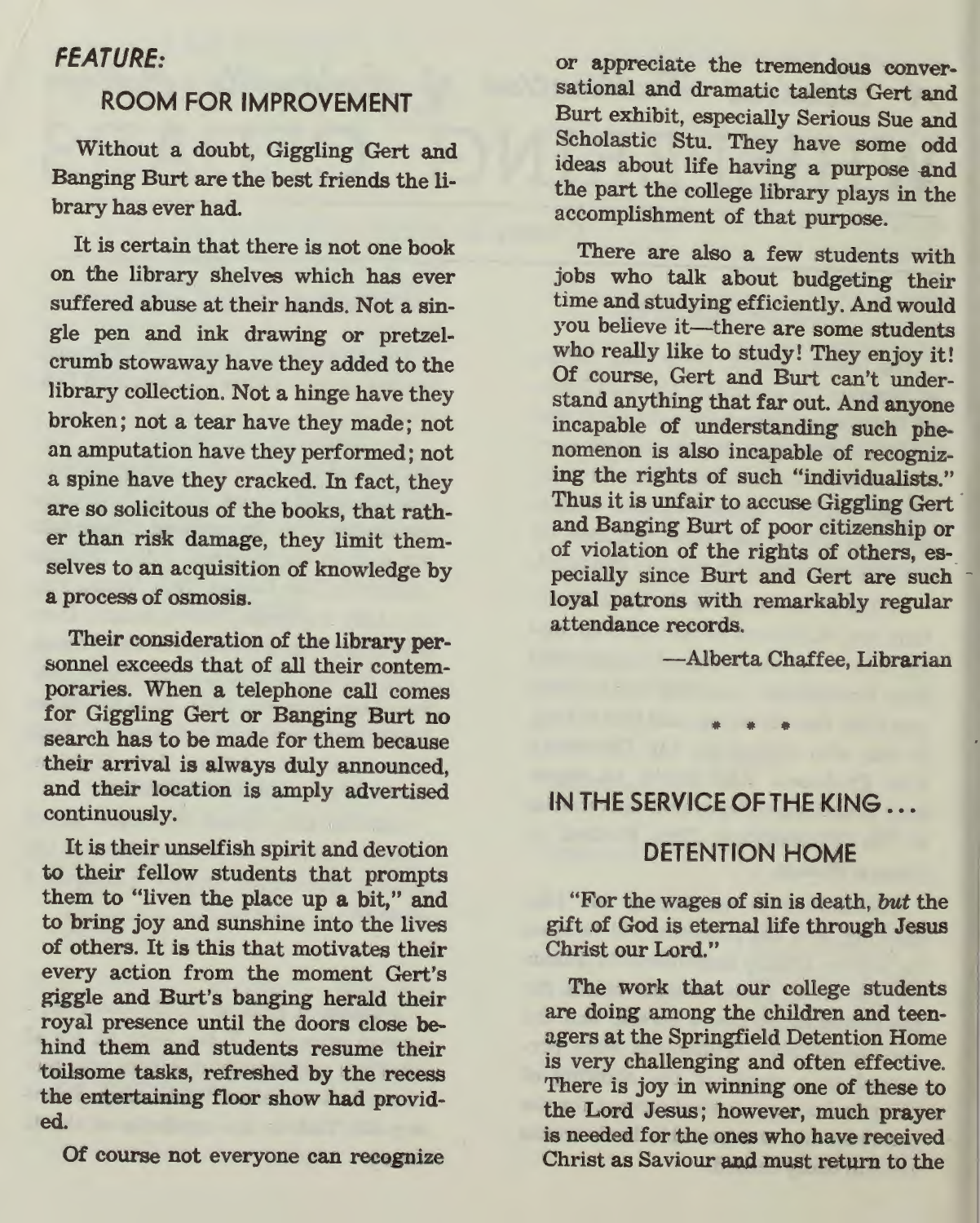## *FEATURE:*

## ROOM FOR IMPROVEMENT

Without a doubt, Giggling Gert and Banging Burt are the best friends the library has ever had.

It is certain that there is not one book on the library shelves which has ever suffered abuse at their hands. Not a single pen and ink drawing or pretzel-crumb stowaway have they added to the library collection. Not a hinge have they broken; not a tear have they made; not an amputation have they performed; not a spine have they cracked. In fact, they are so solicitous of the books, that rather than risk damage, they limit themselves to an acquisition of knowledge by a process of osmosis.

Their consideration of the library personnel exceeds that of all their contemporaries. When a telephone call comes for Giggling Gert or Banging Burt no search has to be made for them because their arrival is always duly announced, and their location is amply advertised continuously.

It is their unselfish spirit and devotion to their fellow students that prompts them to "liven the place up a bit," and to bring joy and sunshine into the lives of others. It is this that motivates their every action from the moment Gert's giggle and Burt's banging herald their royal presence until the doors close behind them and students resume their toilsome tasks, refreshed by the recess the entertaining floor show had provided.

Of course not everyone can recognize or appreciate the tremendous conversational and dramatic talents Gert and Burt exhibit, especially Serious Sue and Scholastic Stu. They have some odd ideas about life having a purpose and the part the college library plays in the accomplishment of that purpose.

There are also a few students with jobs who talk about budgeting their time and studying efficiently. And would you believe it—there are some students who really like to study! They enjoy it! Of course, Gert and Burt can't understand anything that far out. And anyone incapable of understanding such phenomenon is also incapable of recognizing the rights of such "individualists." Thus it is unfair to accuse Giggling Gert and Banging Burt of poor citizenship or of violation of the rights of others, especially since Burt and Gert are such loyal patrons with remarkably regular attendance records.

—Alberta Chaffee, Librarian

\* \* \*

## IN THE SERVICE OF THE KING . . .

## DETENTION HOME

"For the wages of sin is death, *but* the gift of God is eternal life through Jesus Christ our Lord."

The work that our college students are doing among the children and teenagers at the Springfield Detention Home is very challenging and often effective. There is joy in winning one of these to the Lord Jesus; however, much prayer is needed for the ones who have received Christ as Saviour and must return to the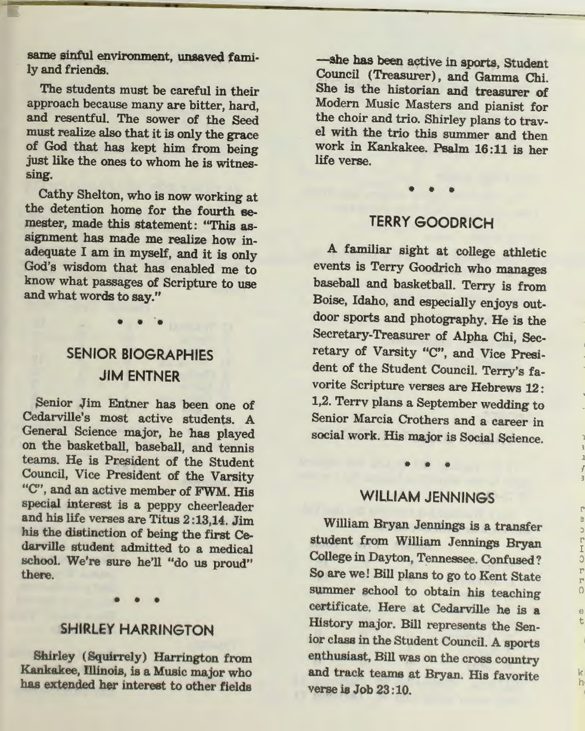same sinful environment, unsaved family and friends.

The students must be careful in their approach because many are bitter, hard, and resentful. The sower of the Seed must realize also that it is only the grace of God that has kept him from being just like the ones to whom he is witnessing.

Cathy Shelton, who is now working at the detention home for the fourth semester, made this statement: "This assignment has made me realize how inadequate I am in myself, and it is only God's wisdom that has enabled me to know what passages of Scripture to use and what words to say."

\* \* \*

## SENIOR BIOGRAPHIES

### JIM ENTNER

Senior Jim Entner has been one of Cedarville's most active students. A General Science major, he has played on the basketball, baseball, and tennis teams. He is President of the Student Council, Vice President of the Varsity "C", and an active member of FWM. His special interest is a peppy cheerleader and his life verses are Titus 2:13,14. Jim his the distinction of being the first Cedarville student admitted to a medical school. We're sure he'll "do us proud" there.

\* \* \*

### SHIRLEY HARRINGTON

Shirley (Squirrely) Harrington from Kankakee, Illinois, is a Music major who has extended her interest to other fields—she has been active in sports, Student Council (Treasurer), and Gamma Chi. She is the historian and treasurer of Modern Music Masters and pianist for the choir and trio. Shirley plans to travel with the trio this summer and then work in Kankakee. Psalm 16:11 is her life verse.

\* \* \*

### TERRY GOODRICH

A familiar sight at college athletic events is Terry Goodrich who manages baseball and basketball. Terry is from Boise, Idaho, and especially enjoys outdoor sports and photography. He is the Secretary-Treasurer of Alpha Chi, Secretary of Varsity "C", and Vice President of the Student Council. Terry's favorite Scripture verses are Hebrews 12:1,2. Terry plans a September wedding to Senior Marcia Crothers and a career in social work. His major is Social Science.

\* \* \*

### WILLIAM JENNINGS

William Bryan Jennings is a transfer student from William Jennings Bryan College in Dayton, Tennessee. Confused? So are we! Bill plans to go to Kent State summer school to obtain his teaching certificate. Here at Cedarville he is a History major. Bill represents the Senior class in the Student Council. A sports enthusiast, Bill was on the cross country and track teams at Bryan. His favorite verse is Job 23:10.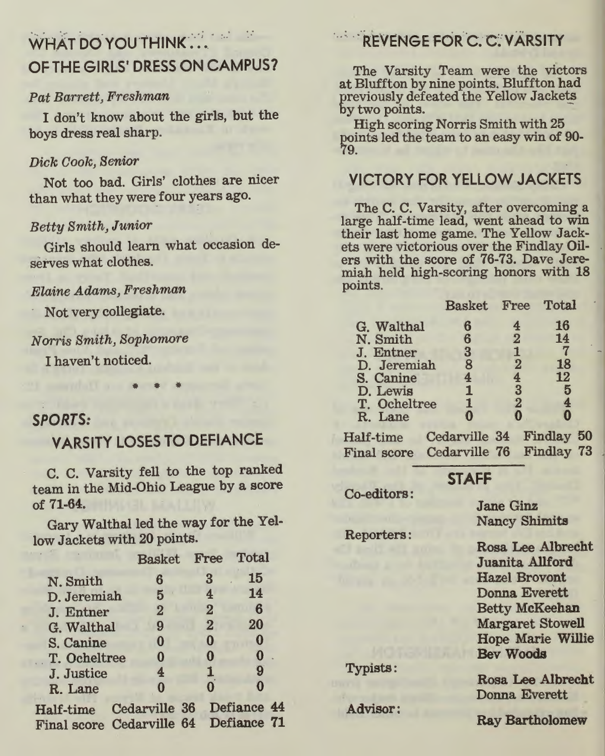## WHAT DO YOU THINK...
## OF THE GIRLS' DRESS ON CAMPUS?

*Pat Barrett, Freshman*

I don't know about the girls, but the boys dress real sharp.

*Dick Cook, Senior*

Not too bad. Girls' clothes are nicer than what they were four years ago.

*Betty Smith, Junior*

Girls should learn what occasion deserves what clothes.

*Elaine Adams, Freshman*

Not very collegiate.

*Norris Smith, Sophomore*

I haven't noticed.

\* \* \*

## *SPORTS:*

### VARSITY LOSES TO DEFIANCE

C. C. Varsity fell to the top ranked team in the Mid-Ohio League by a score of 71-64.

Gary Walthal led the way for the Yellow Jackets with 20 points.

| | Basket | Free | Total |
|---|---|---|---|
| N. Smith | 6 | 3 | 15 |
| D. Jeremiah | 5 | 4 | 14 |
| J. Entner | 2 | 2 | 6 |
| G. Walthal | 9 | 2 | 20 |
| S. Canine | 0 | 0 | 0 |
| T. Ocheltree | 0 | 0 | 0 |
| J. Justice | 4 | 1 | 9 |
| R. Lane | 0 | 0 | 0 |

Half-time Cedarville 36 Defiance 44
Final score Cedarville 64 Defiance 71

### REVENGE FOR C. C. VARSITY

The Varsity Team were the victors at Bluffton by nine points. Bluffton had previously defeated the Yellow Jackets by two points.

High scoring Norris Smith with 25 points led the team to an easy win of 90-79.

### VICTORY FOR YELLOW JACKETS

The C. C. Varsity, after overcoming a large half-time lead, went ahead to win their last home game. The Yellow Jackets were victorious over the Findlay Oilers with the score of 76-73. Dave Jeremiah held high-scoring honors with 18 points.

| | Basket | Free | Total |
|---|---|---|---|
| G. Walthal | 6 | 4 | 16 |
| N. Smith | 6 | 2 | 14 |
| J. Entner | 3 | 1 | 7 |
| D. Jeremiah | 8 | 2 | 18 |
| S. Canine | 4 | 4 | 12 |
| D. Lewis | 1 | 3 | 5 |
| T. Ocheltree | 1 | 2 | 4 |
| R. Lane | 0 | 0 | 0 |

Half-time Cedarville 34 Findlay 50
Final score Cedarville 76 Findlay 73

### STAFF

**Co-editors:**
Jane Ginz
Nancy Shimits

**Reporters:**
Rosa Lee Albrecht
Juanita Allford
Hazel Brovont
Donna Everett
Betty McKeehan
Margaret Stowell
Hope Marie Willie
Bev Woods

**Typists:**
Rosa Lee Albrecht
Donna Everett

**Advisor:**
Ray Bartholomew